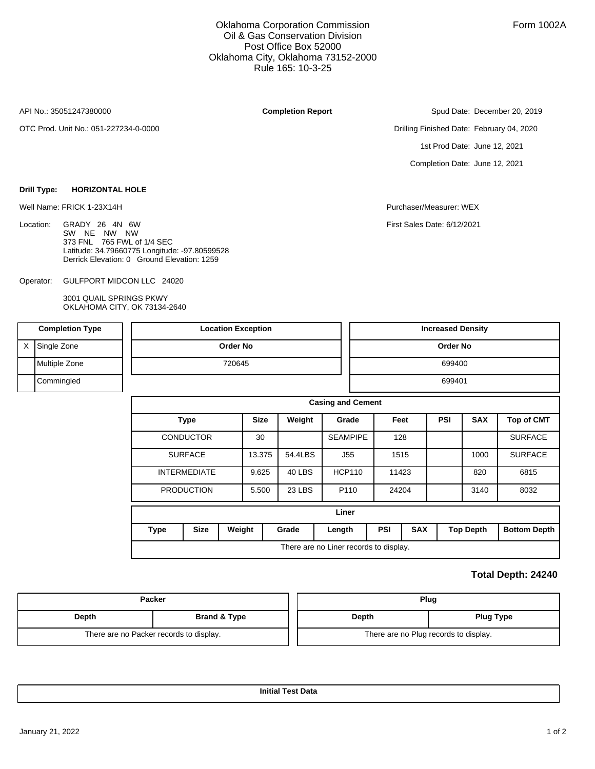Oklahoma Corporation Commission
Oil & Gas Conservation Division
Post Office Box 52000
Oklahoma City, Oklahoma 73152-2000
Rule 165: 10-3-25

Form 1002A

API No.: 35051247380000

**Completion Report**

Spud Date: December 20, 2019

OTC Prod. Unit No.: 051-227234-0-0000

Drilling Finished Date: February 04, 2020

1st Prod Date: June 12, 2021

Completion Date: June 12, 2021

**Drill Type: HORIZONTAL HOLE**

Well Name: FRICK 1-23X14H

Purchaser/Measurer: WEX

Location: GRADY 26 4N 6W
SW NE NW NW
373 FNL 765 FWL of 1/4 SEC
Latitude: 34.79660775 Longitude: -97.80599528
Derrick Elevation: 0 Ground Elevation: 1259

First Sales Date: 6/12/2021

Operator: GULFPORT MIDCON LLC 24020

3001 QUAIL SPRINGS PKWY
OKLAHOMA CITY, OK 73134-2640

| Completion Type | |
|---|---|
| X | Single Zone |
| | Multiple Zone |
| | Commingled |

| Location Exception |
|---|
| Order No |
| 720645 |

| Increased Density |
|---|
| Order No |
| 699400 |
| 699401 |

| Casing and Cement | | | | | | | |
|---|---|---|---|---|---|---|---|
| Type | Size | Weight | Grade | Feet | PSI | SAX | Top of CMT |
| CONDUCTOR | 30 | | SEAMPIPE | 128 | | | SURFACE |
| SURFACE | 13.375 | 54.4LBS | J55 | 1515 | | 1000 | SURFACE |
| INTERMEDIATE | 9.625 | 40 LBS | HCP110 | 11423 | | 820 | 6815 |
| PRODUCTION | 5.500 | 23 LBS | P110 | 24204 | | 3140 | 8032 |

| Liner | | | | | | | | |
|---|---|---|---|---|---|---|---|---|
| Type | Size | Weight | Grade | Length | PSI | SAX | Top Depth | Bottom Depth |
| There are no Liner records to display. | | | | | | | | |

**Total Depth: 24240**

| Packer | |
|---|---|
| Depth | Brand & Type |
| There are no Packer records to display. | |

| Plug | |
|---|---|
| Depth | Plug Type |
| There are no Plug records to display. | |

**Initial Test Data**

January 21, 2022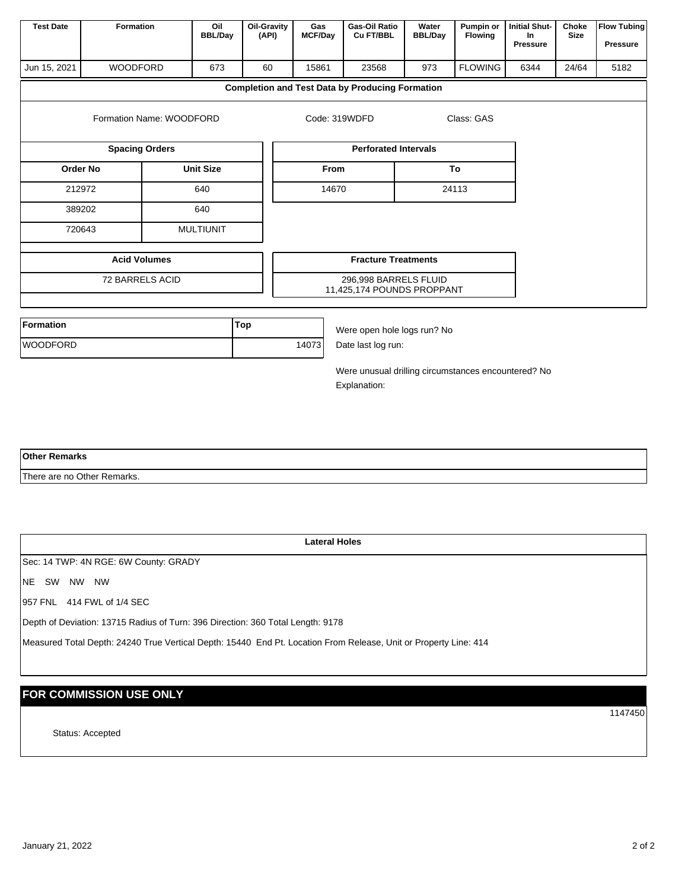| Test Date | Formation | Oil BBL/Day | Oil-Gravity (API) | Gas MCF/Day | Gas-Oil Ratio Cu FT/BBL | Water BBL/Day | Pumpin or Flowing | Initial Shut-In Pressure | Choke Size | Flow Tubing Pressure |
|---|---|---|---|---|---|---|---|---|---|---|
| Jun 15, 2021 | WOODFORD | 673 | 60 | 15861 | 23568 | 973 | FLOWING | 6344 | 24/64 | 5182 |

## Completion and Test Data by Producing Formation

Formation Name: WOODFORD    Code: 319WDFD    Class: GAS

**Spacing Orders**

| Order No | Unit Size |
|---|---|
| 212972 | 640 |
| 389202 | 640 |
| 720643 | MULTIUNIT |

**Perforated Intervals**

| From | To |
|---|---|
| 14670 | 24113 |

**Acid Volumes**

72 BARRELS ACID

**Fracture Treatments**

296,998 BARRELS FLUID
11,425,174 POUNDS PROPPANT

| Formation | Top |
|---|---|
| WOODFORD | 14073 |

Were open hole logs run? No

Date last log run:

Were unusual drilling circumstances encountered? No

Explanation:

**Other Remarks**

There are no Other Remarks.

**Lateral Holes**

Sec: 14 TWP: 4N RGE: 6W County: GRADY

NE SW NW NW

957 FNL 414 FWL of 1/4 SEC

Depth of Deviation: 13715 Radius of Turn: 396 Direction: 360 Total Length: 9178

Measured Total Depth: 24240 True Vertical Depth: 15440 End Pt. Location From Release, Unit or Property Line: 414

## FOR COMMISSION USE ONLY

1147450

Status: Accepted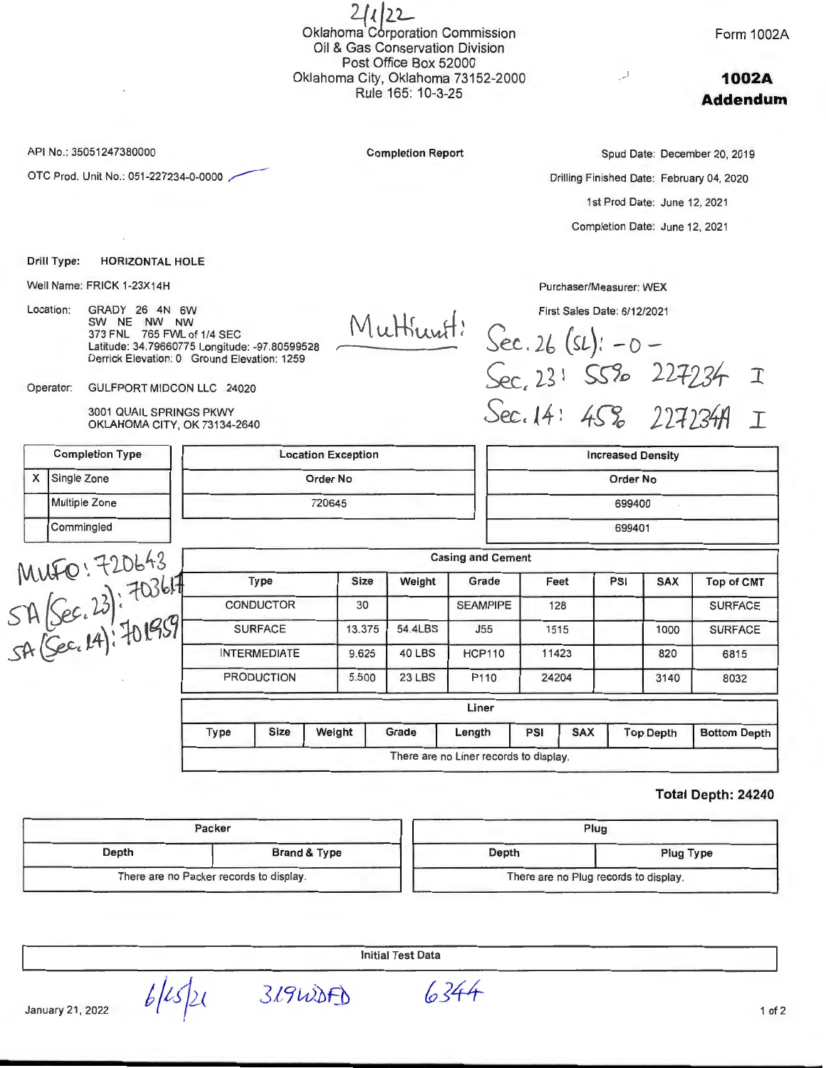2/1/22

Oklahoma Corporation Commission
Oil & Gas Conservation Division
Post Office Box 52000
Oklahoma City, Oklahoma 73152-2000
Rule 165: 10-3-25

Form 1002A

**1002A Addendum**

API No.: 35051247380000

OTC Prod. Unit No.: 051-227234-0-0000

**Completion Report**

Spud Date: December 20, 2019

Drilling Finished Date: February 04, 2020

1st Prod Date: June 12, 2021

Completion Date: June 12, 2021

**Drill Type:** HORIZONTAL HOLE

Well Name: FRICK 1-23X14H

Location: GRADY 26 4N 6W
SW NE NW NW
373 FNL 765 FWL of 1/4 SEC
Latitude: 34.79660775 Longitude: -97.80599528
Derrick Elevation: 0 Ground Elevation: 1259

Operator: GULFPORT MIDCON LLC 24020

3001 QUAIL SPRINGS PKWY
OKLAHOMA CITY, OK 73134-2640

Purchaser/Measurer: WEX

First Sales Date: 6/12/2021

Multiunit:
Sec. 26 (SL): -0-
Sec. 23: 55% 227234 I
Sec. 14: 45% 227234A I

| Completion Type | |
|---|---|
| X | Single Zone |
| | Multiple Zone |
| | Commingled |

| Location Exception |
|---|
| Order No |
| 720645 |

| Increased Density |
|---|
| Order No |
| 699400 |
| 699401 |

MUFO: 720643
SA (Sec. 23): 703617
SA (Sec. 14): 701959

| Casing and Cement | | | | | | | |
|---|---|---|---|---|---|---|---|
| Type | Size | Weight | Grade | Feet | PSI | SAX | Top of CMT |
| CONDUCTOR | 30 | | SEAMPIPE | 128 | | | SURFACE |
| SURFACE | 13.375 | 54.4LBS | J55 | 1515 | | 1000 | SURFACE |
| INTERMEDIATE | 9.625 | 40 LBS | HCP110 | 11423 | | 820 | 6815 |
| PRODUCTION | 5.500 | 23 LBS | P110 | 24204 | | 3140 | 8032 |

| Liner | | | | | | | | |
|---|---|---|---|---|---|---|---|---|
| Type | Size | Weight | Grade | Length | PSI | SAX | Top Depth | Bottom Depth |
| There are no Liner records to display. | | | | | | | | |

**Total Depth: 24240**

| Packer | |
|---|---|
| Depth | Brand & Type |
| There are no Packer records to display. | |

| Plug | |
|---|---|
| Depth | Plug Type |
| There are no Plug records to display. | |

| Initial Test Data |
|---|

January 21, 2022 6/15/21 319WDFD 6344